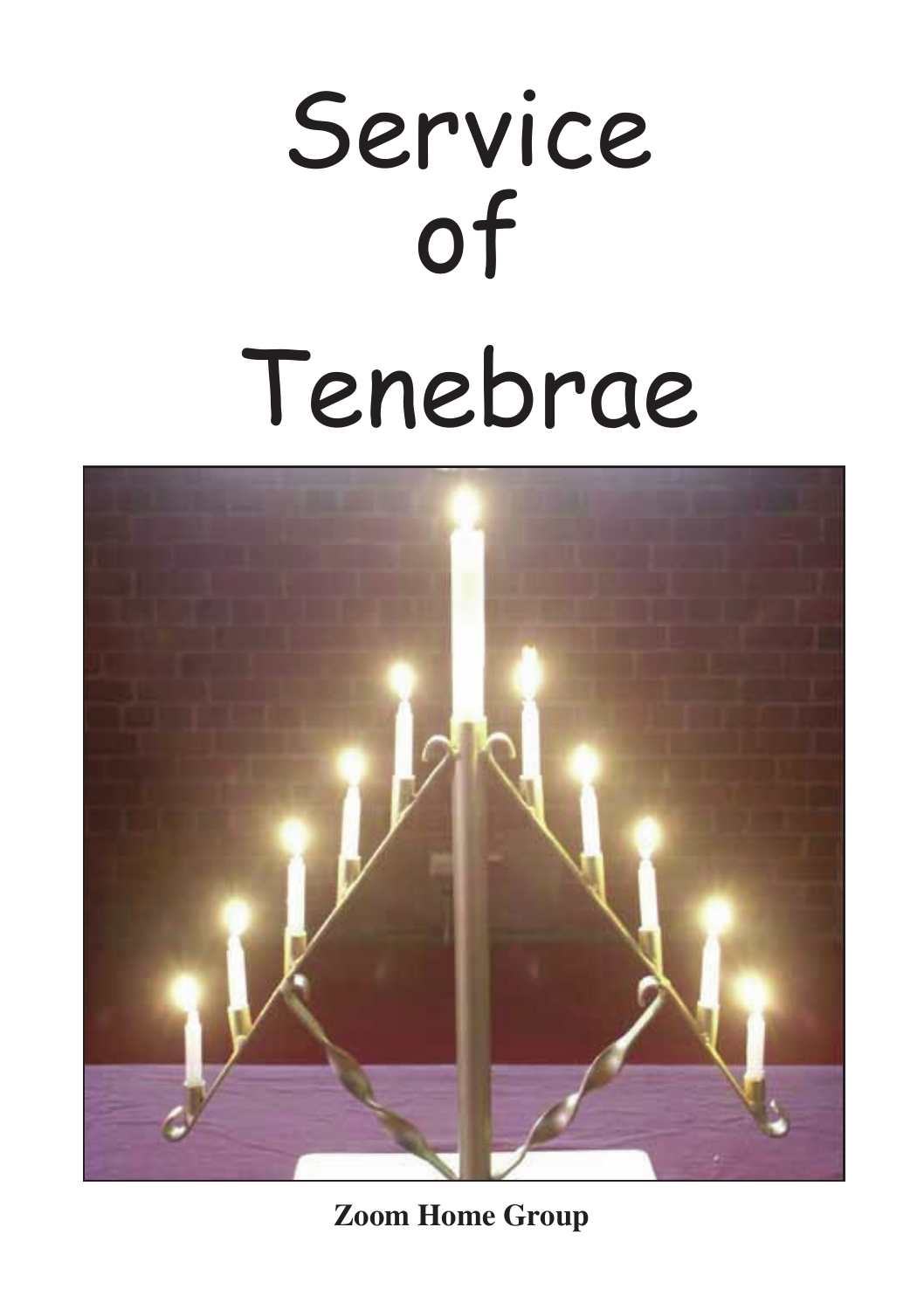# Service of Tenebrae

**Zoom Home Group**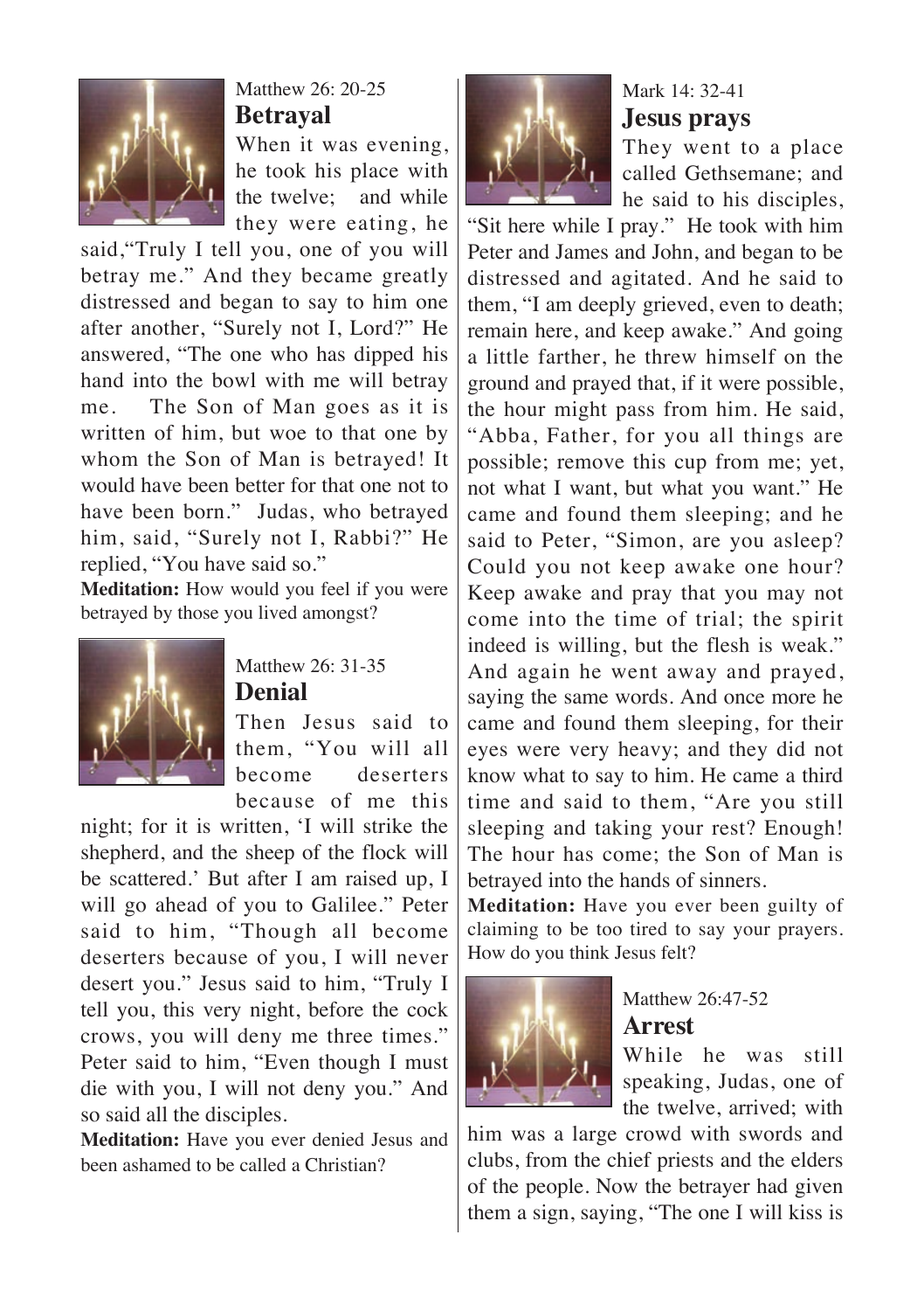Matthew 26: 20-25

## Betrayal

When it was evening, he took his place with the twelve; and while they were eating, he said,"Truly I tell you, one of you will betray me." And they became greatly distressed and began to say to him one after another, "Surely not I, Lord?" He answered, "The one who has dipped his hand into the bowl with me will betray me. The Son of Man goes as it is written of him, but woe to that one by whom the Son of Man is betrayed! It would have been better for that one not to have been born." Judas, who betrayed him, said, "Surely not I, Rabbi?" He replied, "You have said so."

**Meditation:** How would you feel if you were betrayed by those you lived amongst?

Matthew 26: 31-35

## Denial

Then Jesus said to them, "You will all become deserters because of me this night; for it is written, 'I will strike the shepherd, and the sheep of the flock will be scattered.' But after I am raised up, I will go ahead of you to Galilee." Peter said to him, "Though all become deserters because of you, I will never desert you." Jesus said to him, "Truly I tell you, this very night, before the cock crows, you will deny me three times." Peter said to him, "Even though I must die with you, I will not deny you." And so said all the disciples.

**Meditation:** Have you ever denied Jesus and been ashamed to be called a Christian?

Mark 14: 32-41

## Jesus prays

They went to a place called Gethsemane; and he said to his disciples, "Sit here while I pray." He took with him Peter and James and John, and began to be distressed and agitated. And he said to them, "I am deeply grieved, even to death; remain here, and keep awake." And going a little farther, he threw himself on the ground and prayed that, if it were possible, the hour might pass from him. He said, "Abba, Father, for you all things are possible; remove this cup from me; yet, not what I want, but what you want." He came and found them sleeping; and he said to Peter, "Simon, are you asleep? Could you not keep awake one hour? Keep awake and pray that you may not come into the time of trial; the spirit indeed is willing, but the flesh is weak." And again he went away and prayed, saying the same words. And once more he came and found them sleeping, for their eyes were very heavy; and they did not know what to say to him. He came a third time and said to them, "Are you still sleeping and taking your rest? Enough! The hour has come; the Son of Man is betrayed into the hands of sinners.

**Meditation:** Have you ever been guilty of claiming to be too tired to say your prayers. How do you think Jesus felt?

Matthew 26:47-52

## Arrest

While he was still speaking, Judas, one of the twelve, arrived; with him was a large crowd with swords and clubs, from the chief priests and the elders of the people. Now the betrayer had given them a sign, saying, "The one I will kiss is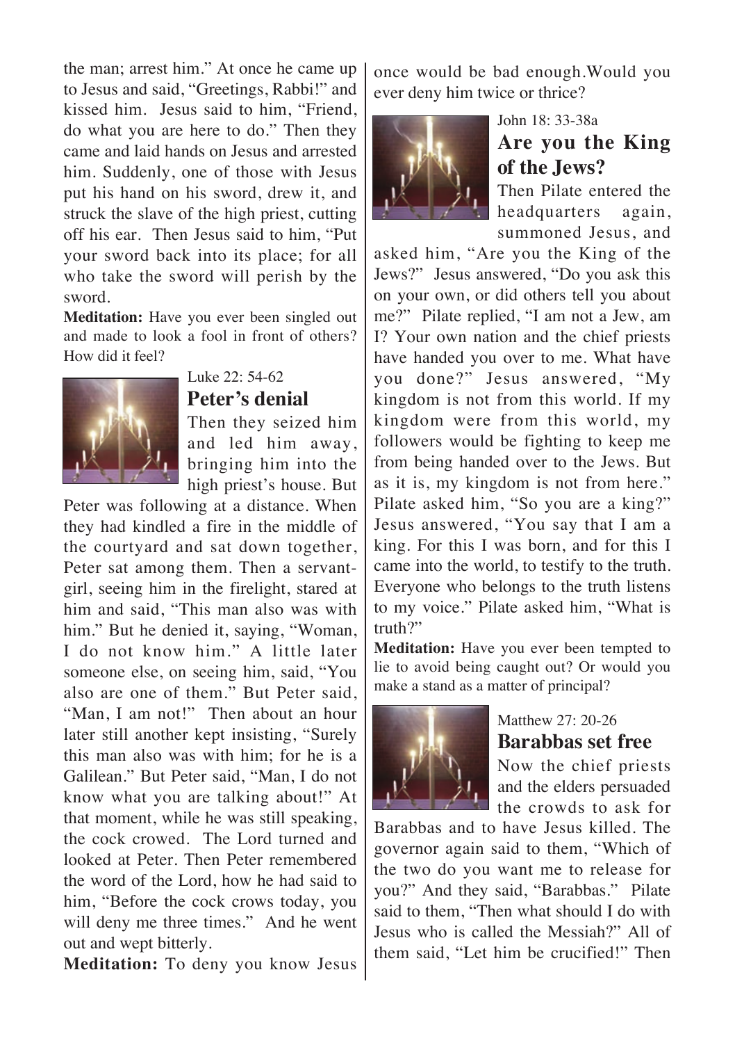the man; arrest him." At once he came up to Jesus and said, "Greetings, Rabbi!" and kissed him. Jesus said to him, "Friend, do what you are here to do." Then they came and laid hands on Jesus and arrested him. Suddenly, one of those with Jesus put his hand on his sword, drew it, and struck the slave of the high priest, cutting off his ear. Then Jesus said to him, "Put your sword back into its place; for all who take the sword will perish by the sword.

**Meditation:** Have you ever been singled out and made to look a fool in front of others? How did it feel?

Luke 22: 54-62

## Peter's denial

Then they seized him and led him away, bringing him into the high priest's house. But Peter was following at a distance. When they had kindled a fire in the middle of the courtyard and sat down together, Peter sat among them. Then a servant-girl, seeing him in the firelight, stared at him and said, "This man also was with him." But he denied it, saying, "Woman, I do not know him." A little later someone else, on seeing him, said, "You also are one of them." But Peter said, "Man, I am not!" Then about an hour later still another kept insisting, "Surely this man also was with him; for he is a Galilean." But Peter said, "Man, I do not know what you are talking about!" At that moment, while he was still speaking, the cock crowed. The Lord turned and looked at Peter. Then Peter remembered the word of the Lord, how he had said to him, "Before the cock crows today, you will deny me three times." And he went out and wept bitterly.

**Meditation:** To deny you know Jesus once would be bad enough.Would you ever deny him twice or thrice?

John 18: 33-38a

## Are you the King of the Jews?

Then Pilate entered the headquarters again, summoned Jesus, and asked him, "Are you the King of the Jews?" Jesus answered, "Do you ask this on your own, or did others tell you about me?" Pilate replied, "I am not a Jew, am I? Your own nation and the chief priests have handed you over to me. What have you done?" Jesus answered, "My kingdom is not from this world. If my kingdom were from this world, my followers would be fighting to keep me from being handed over to the Jews. But as it is, my kingdom is not from here." Pilate asked him, "So you are a king?" Jesus answered, "You say that I am a king. For this I was born, and for this I came into the world, to testify to the truth. Everyone who belongs to the truth listens to my voice." Pilate asked him, "What is truth?"

**Meditation:** Have you ever been tempted to lie to avoid being caught out? Or would you make a stand as a matter of principal?

Matthew 27: 20-26

## Barabbas set free

Now the chief priests and the elders persuaded the crowds to ask for Barabbas and to have Jesus killed. The governor again said to them, "Which of the two do you want me to release for you?" And they said, "Barabbas." Pilate said to them, "Then what should I do with Jesus who is called the Messiah?" All of them said, "Let him be crucified!" Then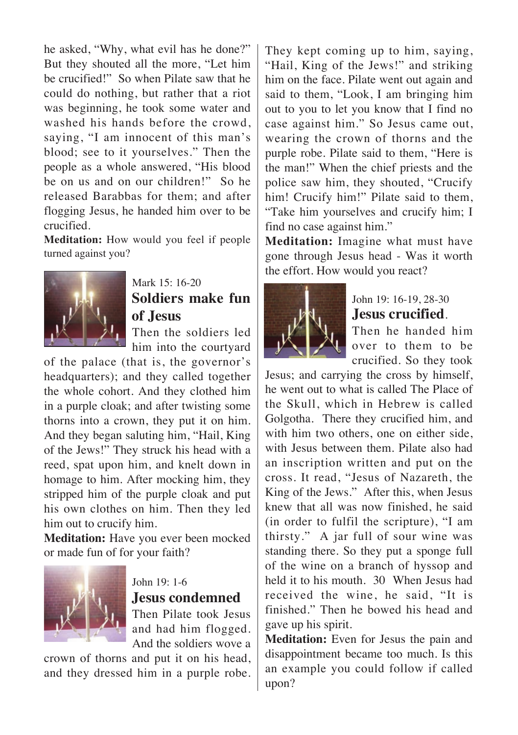he asked, "Why, what evil has he done?" But they shouted all the more, "Let him be crucified!" So when Pilate saw that he could do nothing, but rather that a riot was beginning, he took some water and washed his hands before the crowd, saying, "I am innocent of this man's blood; see to it yourselves." Then the people as a whole answered, "His blood be on us and on our children!" So he released Barabbas for them; and after flogging Jesus, he handed him over to be crucified.

**Meditation:** How would you feel if people turned against you?

Mark 15: 16-20

## Soldiers make fun of Jesus

Then the soldiers led him into the courtyard of the palace (that is, the governor's headquarters); and they called together the whole cohort. And they clothed him in a purple cloak; and after twisting some thorns into a crown, they put it on him. And they began saluting him, "Hail, King of the Jews!" They struck his head with a reed, spat upon him, and knelt down in homage to him. After mocking him, they stripped him of the purple cloak and put his own clothes on him. Then they led him out to crucify him.

**Meditation:** Have you ever been mocked or made fun of for your faith?

John 19: 1-6

## Jesus condemned

Then Pilate took Jesus and had him flogged. And the soldiers wove a crown of thorns and put it on his head, and they dressed him in a purple robe. They kept coming up to him, saying, "Hail, King of the Jews!" and striking him on the face. Pilate went out again and said to them, "Look, I am bringing him out to you to let you know that I find no case against him." So Jesus came out, wearing the crown of thorns and the purple robe. Pilate said to them, "Here is the man!" When the chief priests and the police saw him, they shouted, "Crucify him! Crucify him!" Pilate said to them, "Take him yourselves and crucify him; I find no case against him."

**Meditation:** Imagine what must have gone through Jesus head - Was it worth the effort. How would you react?

John 19: 16-19, 28-30

## Jesus crucified.

Then he handed him over to them to be crucified. So they took Jesus; and carrying the cross by himself, he went out to what is called The Place of the Skull, which in Hebrew is called Golgotha. There they crucified him, and with him two others, one on either side, with Jesus between them. Pilate also had an inscription written and put on the cross. It read, "Jesus of Nazareth, the King of the Jews." After this, when Jesus knew that all was now finished, he said (in order to fulfil the scripture), "I am thirsty." A jar full of sour wine was standing there. So they put a sponge full of the wine on a branch of hyssop and held it to his mouth. 30 When Jesus had received the wine, he said, "It is finished." Then he bowed his head and gave up his spirit.

**Meditation:** Even for Jesus the pain and disappointment became too much. Is this an example you could follow if called upon?